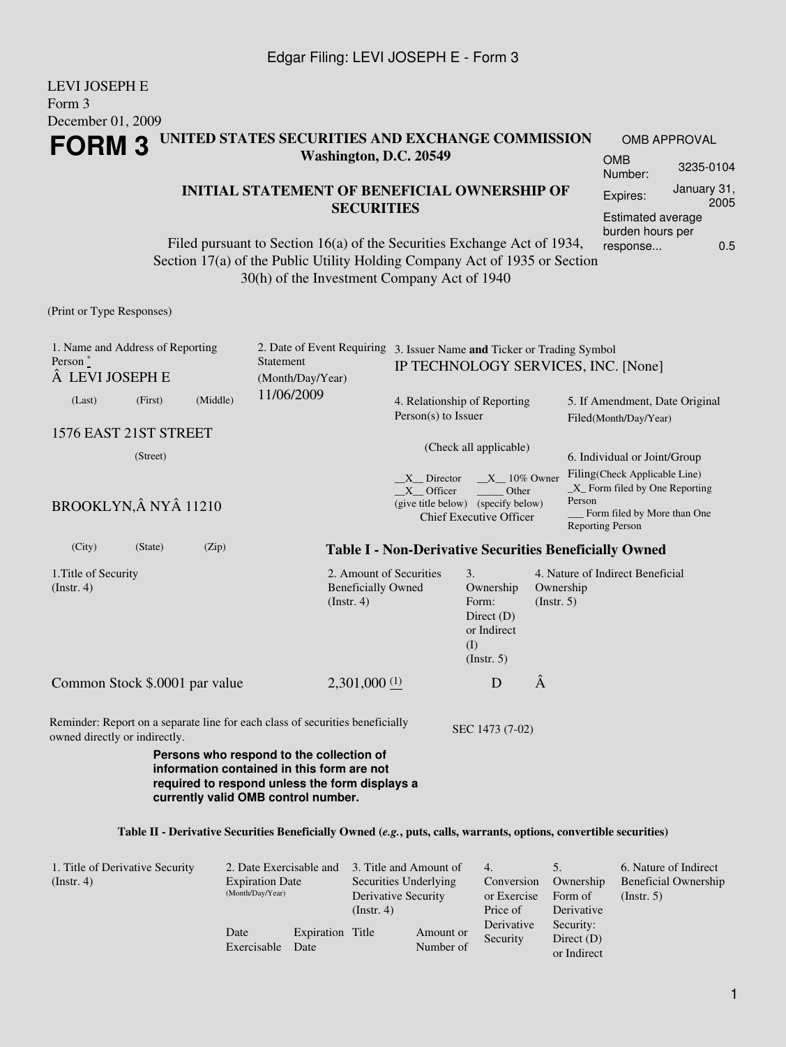LEVI JOSEPH E
Form 3
December 01, 2009

# FORM 3

**UNITED STATES SECURITIES AND EXCHANGE COMMISSION**
**Washington, D.C. 20549**

| OMB APPROVAL | |
|---|---|
| OMB Number: | 3235-0104 |
| Expires: | January 31, 2005 |
| Estimated average burden hours per response... | 0.5 |

## INITIAL STATEMENT OF BENEFICIAL OWNERSHIP OF SECURITIES

Filed pursuant to Section 16(a) of the Securities Exchange Act of 1934, Section 17(a) of the Public Utility Holding Company Act of 1935 or Section 30(h) of the Investment Company Act of 1940

(Print or Type Responses)

1. Name and Address of Reporting Person [*]
LEVI JOSEPH E
(Last) (First) (Middle)
1576 EAST 21ST STREET
(Street)
BROOKLYN, NY 11210
(City) (State) (Zip)

2. Date of Event Requiring Statement (Month/Day/Year)
11/06/2009

3. Issuer Name **and** Ticker or Trading Symbol
IP TECHNOLOGY SERVICES, INC. [None]

4. Relationship of Reporting Person(s) to Issuer
(Check all applicable)
\_\_X\_\_ Director \_\_X\_\_ 10% Owner
\_\_X\_\_ Officer (give title below) \_\_\_\_\_ Other (specify below)
Chief Executive Officer

5. If Amendment, Date Original Filed(Month/Day/Year)

6. Individual or Joint/Group Filing(Check Applicable Line)
\_X\_ Form filed by One Reporting Person
\_\_\_ Form filed by More than One Reporting Person

### Table I - Non-Derivative Securities Beneficially Owned

| 1.Title of Security (Instr. 4) | 2. Amount of Securities Beneficially Owned (Instr. 4) | 3. Ownership Form: Direct (D) or Indirect (I) (Instr. 5) | 4. Nature of Indirect Beneficial Ownership (Instr. 5) |
|---|---|---|---|
| Common Stock $.0001 par value | 2,301,000 [(1)](#) | D | |

Reminder: Report on a separate line for each class of securities beneficially owned directly or indirectly.

SEC 1473 (7-02)

**Persons who respond to the collection of information contained in this form are not required to respond unless the form displays a currently valid OMB control number.**

### Table II - Derivative Securities Beneficially Owned (*e.g.*, puts, calls, warrants, options, convertible securities)

| 1. Title of Derivative Security (Instr. 4) | 2. Date Exercisable and Expiration Date (Month/Day/Year) | | 3. Title and Amount of Securities Underlying Derivative Security (Instr. 4) | | 4. Conversion or Exercise Price of Derivative Security | 5. Ownership Form of Derivative Security: Direct (D) or Indirect | 6. Nature of Indirect Beneficial Ownership (Instr. 5) |
|---|---|---|---|---|---|---|---|
| | Date Exercisable | Expiration Date | Title | Amount or Number of | | | |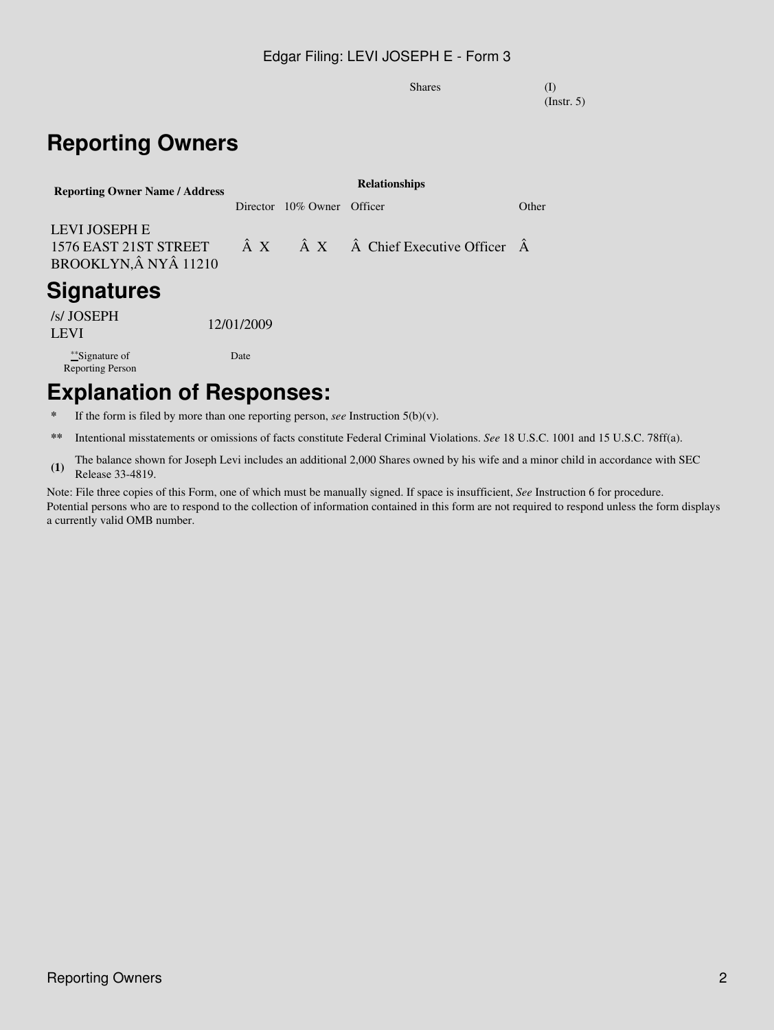Shares (I)
(Instr. 5)

# Reporting Owners

| Reporting Owner Name / Address | Relationships | | | |
|---|---|---|---|---|
| | Director | 10% Owner | Officer | Other |
| LEVI JOSEPH E<br>1576 EAST 21ST STREET<br>BROOKLYN, NY 11210 | X | X | Chief Executive Officer | |

# Signatures

| | |
|---|---|
| /s/ JOSEPH LEVI | 12/01/2009 |
| **Signature of Reporting Person | Date |

# Explanation of Responses:

\* If the form is filed by more than one reporting person, *see* Instruction 5(b)(v).

** Intentional misstatements or omissions of facts constitute Federal Criminal Violations. *See* 18 U.S.C. 1001 and 15 U.S.C. 78ff(a).

**(1)** The balance shown for Joseph Levi includes an additional 2,000 Shares owned by his wife and a minor child in accordance with SEC Release 33-4819.

Note: File three copies of this Form, one of which must be manually signed. If space is insufficient, *See* Instruction 6 for procedure.
Potential persons who are to respond to the collection of information contained in this form are not required to respond unless the form displays a currently valid OMB number.